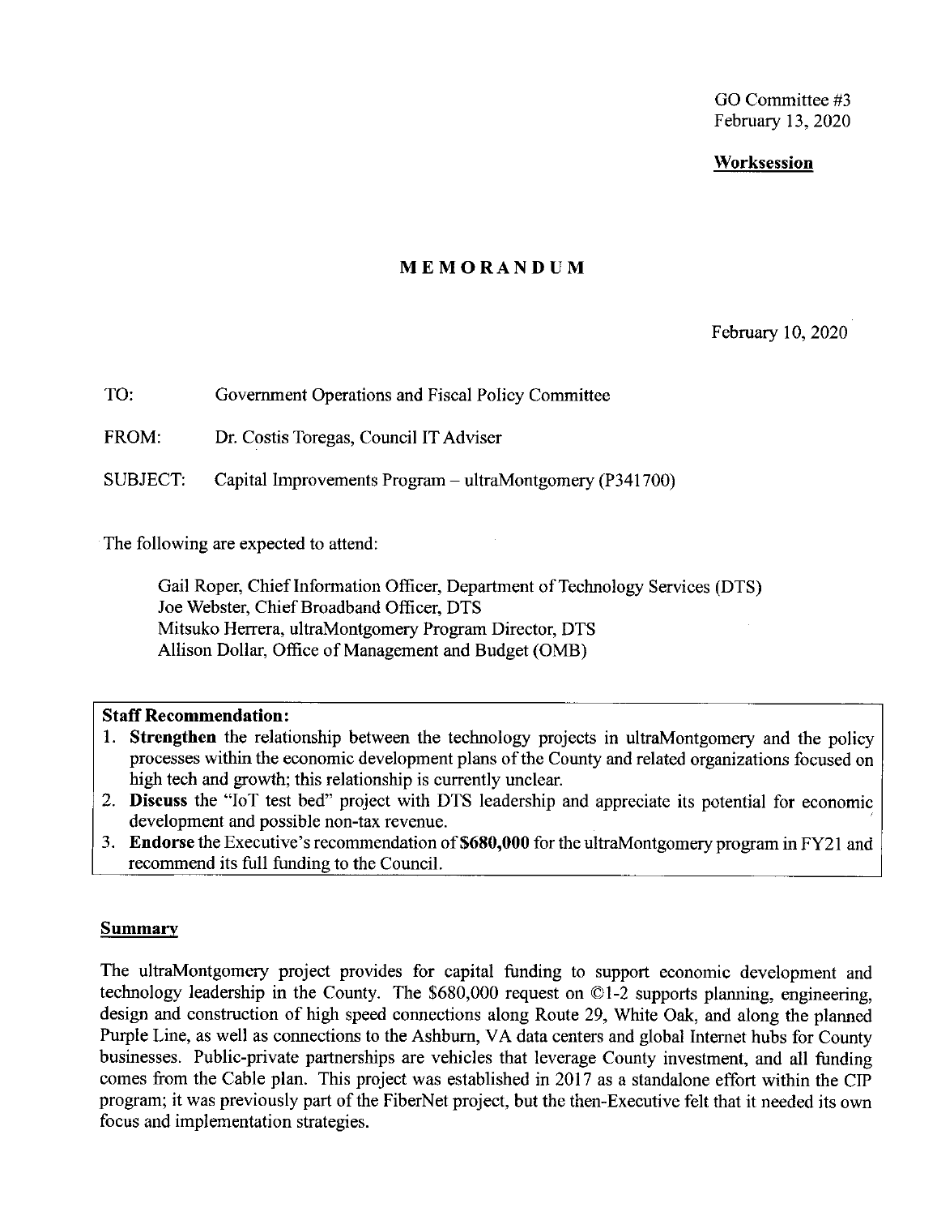GO Committee #3
February 13, 2020

**Worksession**

# MEMORANDUM

February 10, 2020

TO: Government Operations and Fiscal Policy Committee

FROM: Dr. Costis Toregas, Council IT Adviser

SUBJECT: Capital Improvements Program – ultraMontgomery (P341700)

The following are expected to attend:

Gail Roper, Chief Information Officer, Department of Technology Services (DTS)
Joe Webster, Chief Broadband Officer, DTS
Mitsuko Herrera, ultraMontgomery Program Director, DTS
Allison Dollar, Office of Management and Budget (OMB)

**Staff Recommendation:**

1. **Strengthen** the relationship between the technology projects in ultraMontgomery and the policy processes within the economic development plans of the County and related organizations focused on high tech and growth; this relationship is currently unclear.
2. **Discuss** the "IoT test bed" project with DTS leadership and appreciate its potential for economic development and possible non-tax revenue.
3. **Endorse** the Executive's recommendation of **$680,000** for the ultraMontgomery program in FY21 and recommend its full funding to the Council.

**Summary**

The ultraMontgomery project provides for capital funding to support economic development and technology leadership in the County. The $680,000 request on ©1-2 supports planning, engineering, design and construction of high speed connections along Route 29, White Oak, and along the planned Purple Line, as well as connections to the Ashburn, VA data centers and global Internet hubs for County businesses. Public-private partnerships are vehicles that leverage County investment, and all funding comes from the Cable plan. This project was established in 2017 as a standalone effort within the CIP program; it was previously part of the FiberNet project, but the then-Executive felt that it needed its own focus and implementation strategies.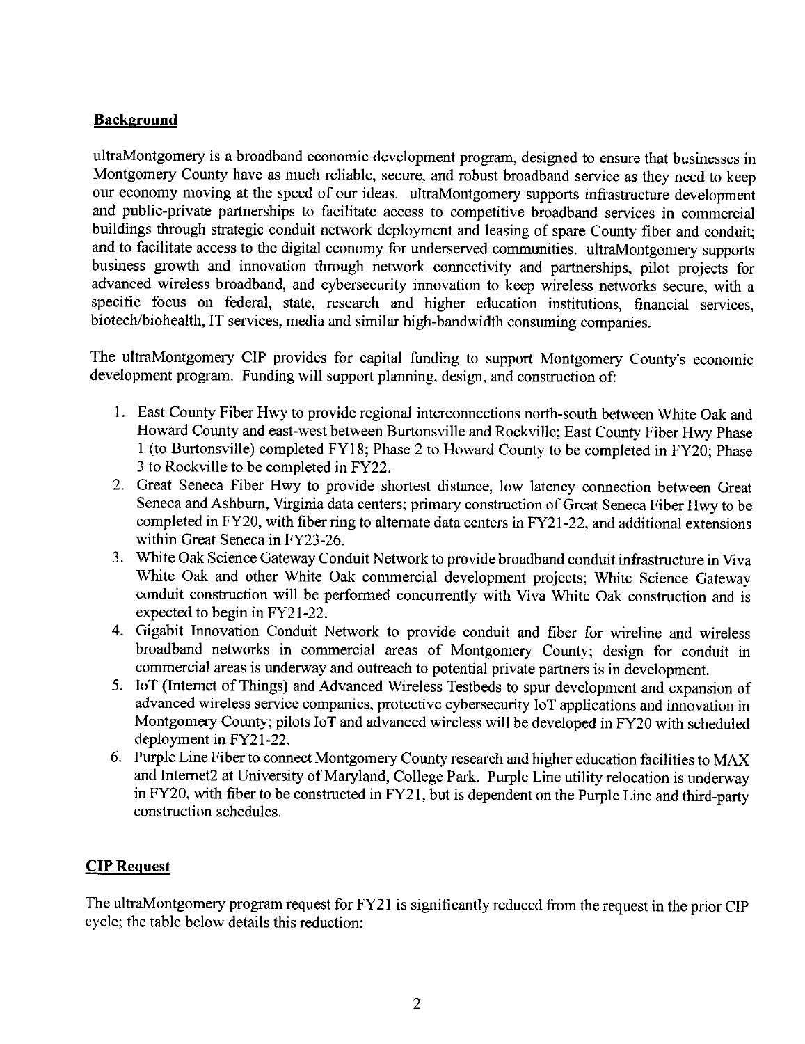## Background

ultraMontgomery is a broadband economic development program, designed to ensure that businesses in Montgomery County have as much reliable, secure, and robust broadband service as they need to keep our economy moving at the speed of our ideas. ultraMontgomery supports infrastructure development and public-private partnerships to facilitate access to competitive broadband services in commercial buildings through strategic conduit network deployment and leasing of spare County fiber and conduit; and to facilitate access to the digital economy for underserved communities. ultraMontgomery supports business growth and innovation through network connectivity and partnerships, pilot projects for advanced wireless broadband, and cybersecurity innovation to keep wireless networks secure, with a specific focus on federal, state, research and higher education institutions, financial services, biotech/biohealth, IT services, media and similar high-bandwidth consuming companies.

The ultraMontgomery CIP provides for capital funding to support Montgomery County's economic development program. Funding will support planning, design, and construction of:

1. East County Fiber Hwy to provide regional interconnections north-south between White Oak and Howard County and east-west between Burtonsville and Rockville; East County Fiber Hwy Phase 1 (to Burtonsville) completed FY18; Phase 2 to Howard County to be completed in FY20; Phase 3 to Rockville to be completed in FY22.
2. Great Seneca Fiber Hwy to provide shortest distance, low latency connection between Great Seneca and Ashburn, Virginia data centers; primary construction of Great Seneca Fiber Hwy to be completed in FY20, with fiber ring to alternate data centers in FY21-22, and additional extensions within Great Seneca in FY23-26.
3. White Oak Science Gateway Conduit Network to provide broadband conduit infrastructure in Viva White Oak and other White Oak commercial development projects; White Science Gateway conduit construction will be performed concurrently with Viva White Oak construction and is expected to begin in FY21-22.
4. Gigabit Innovation Conduit Network to provide conduit and fiber for wireline and wireless broadband networks in commercial areas of Montgomery County; design for conduit in commercial areas is underway and outreach to potential private partners is in development.
5. IoT (Internet of Things) and Advanced Wireless Testbeds to spur development and expansion of advanced wireless service companies, protective cybersecurity IoT applications and innovation in Montgomery County; pilots IoT and advanced wireless will be developed in FY20 with scheduled deployment in FY21-22.
6. Purple Line Fiber to connect Montgomery County research and higher education facilities to MAX and Internet2 at University of Maryland, College Park. Purple Line utility relocation is underway in FY20, with fiber to be constructed in FY21, but is dependent on the Purple Line and third-party construction schedules.

## CIP Request

The ultraMontgomery program request for FY21 is significantly reduced from the request in the prior CIP cycle; the table below details this reduction: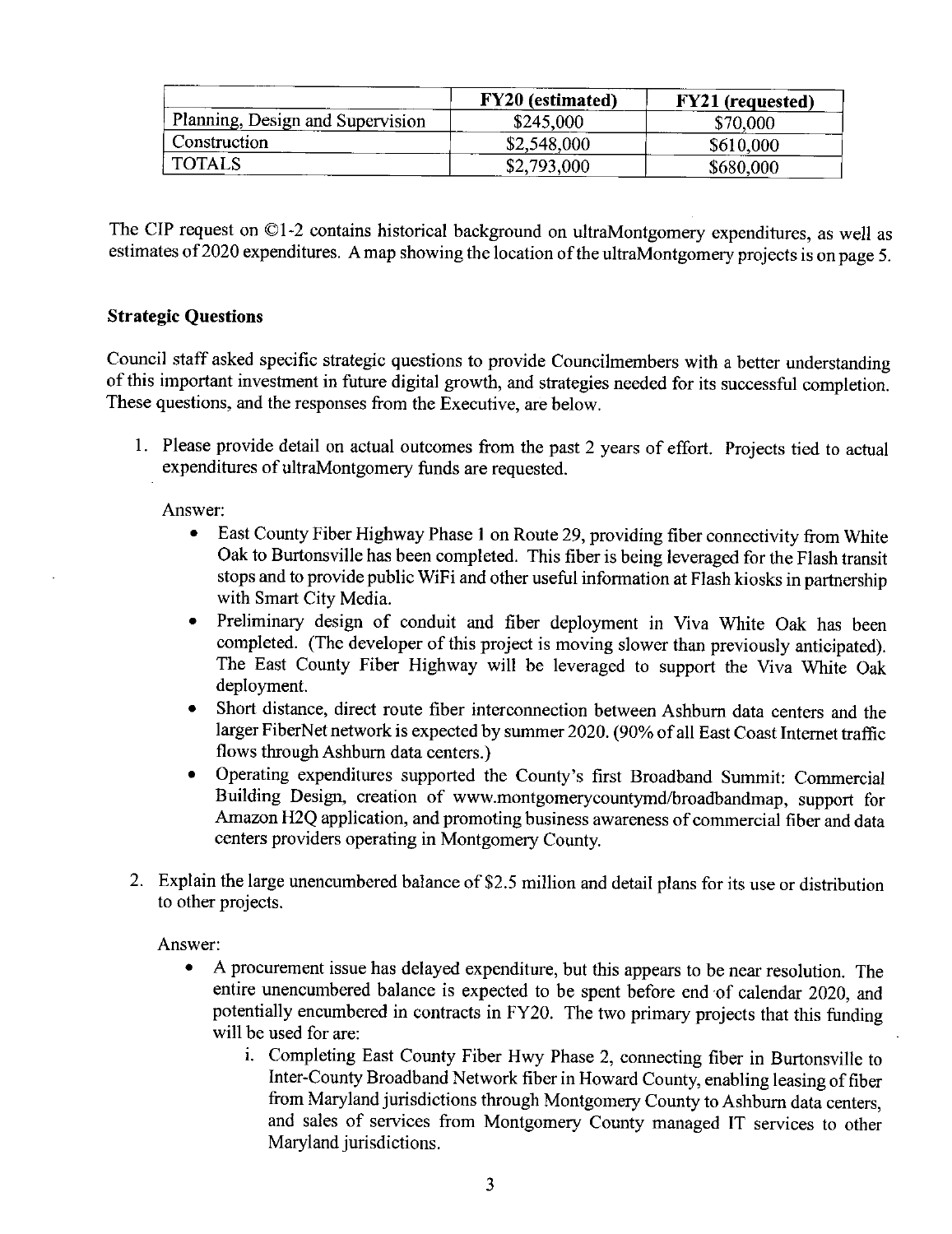| | FY20 (estimated) | FY21 (requested) |
|---|---|---|
| Planning, Design and Supervision | $245,000 | $70,000 |
| Construction | $2,548,000 | $610,000 |
| TOTALS | $2,793,000 | $680,000 |

The CIP request on ©1-2 contains historical background on ultraMontgomery expenditures, as well as estimates of 2020 expenditures. A map showing the location of the ultraMontgomery projects is on page 5.

**Strategic Questions**

Council staff asked specific strategic questions to provide Councilmembers with a better understanding of this important investment in future digital growth, and strategies needed for its successful completion. These questions, and the responses from the Executive, are below.

1. Please provide detail on actual outcomes from the past 2 years of effort. Projects tied to actual expenditures of ultraMontgomery funds are requested.

   Answer:

   - East County Fiber Highway Phase 1 on Route 29, providing fiber connectivity from White Oak to Burtonsville has been completed. This fiber is being leveraged for the Flash transit stops and to provide public WiFi and other useful information at Flash kiosks in partnership with Smart City Media.
   - Preliminary design of conduit and fiber deployment in Viva White Oak has been completed. (The developer of this project is moving slower than previously anticipated). The East County Fiber Highway will be leveraged to support the Viva White Oak deployment.
   - Short distance, direct route fiber interconnection between Ashburn data centers and the larger FiberNet network is expected by summer 2020. (90% of all East Coast Internet traffic flows through Ashburn data centers.)
   - Operating expenditures supported the County's first Broadband Summit: Commercial Building Design, creation of www.montgomerycountymd/broadbandmap, support for Amazon H2Q application, and promoting business awareness of commercial fiber and data centers providers operating in Montgomery County.

2. Explain the large unencumbered balance of $2.5 million and detail plans for its use or distribution to other projects.

   Answer:

   - A procurement issue has delayed expenditure, but this appears to be near resolution. The entire unencumbered balance is expected to be spent before end of calendar 2020, and potentially encumbered in contracts in FY20. The two primary projects that this funding will be used for are:
     i. Completing East County Fiber Hwy Phase 2, connecting fiber in Burtonsville to Inter-County Broadband Network fiber in Howard County, enabling leasing of fiber from Maryland jurisdictions through Montgomery County to Ashburn data centers, and sales of services from Montgomery County managed IT services to other Maryland jurisdictions.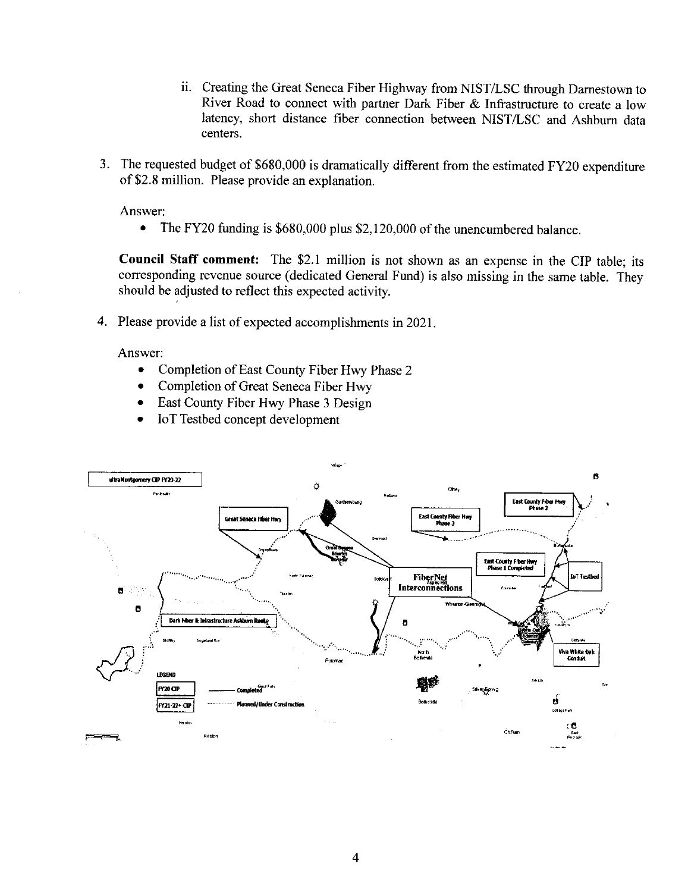ii. Creating the Great Seneca Fiber Highway from NIST/LSC through Darnestown to River Road to connect with partner Dark Fiber & Infrastructure to create a low latency, short distance fiber connection between NIST/LSC and Ashburn data centers.

3. The requested budget of $680,000 is dramatically different from the estimated FY20 expenditure of $2.8 million. Please provide an explanation.

Answer:

- The FY20 funding is $680,000 plus $2,120,000 of the unencumbered balance.

**Council Staff comment:** The $2.1 million is not shown as an expense in the CIP table; its corresponding revenue source (dedicated General Fund) is also missing in the same table. They should be adjusted to reflect this expected activity.

4. Please provide a list of expected accomplishments in 2021.

Answer:

- Completion of East County Fiber Hwy Phase 2
- Completion of Great Seneca Fiber Hwy
- East County Fiber Hwy Phase 3 Design
- IoT Testbed concept development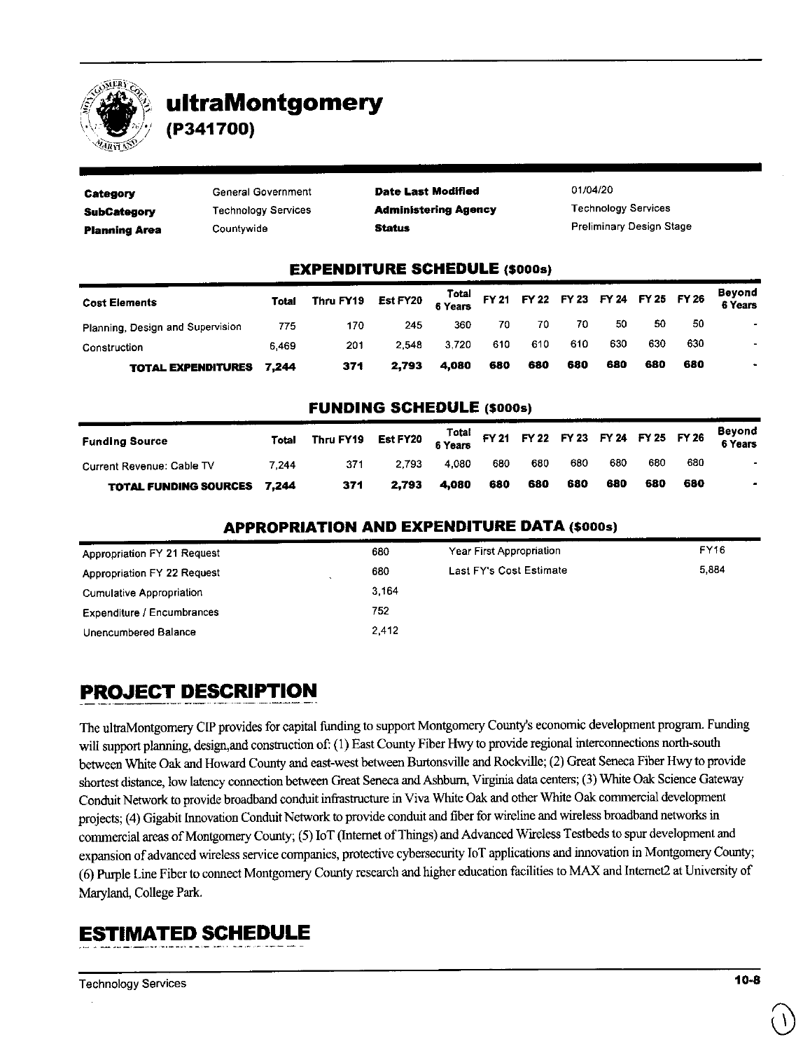# ultraMontgomery

## (P341700)

| | | | |
|---|---|---|---|
| **Category** | General Government | **Date Last Modified** | 01/04/20 |
| **SubCategory** | Technology Services | **Administering Agency** | Technology Services |
| **Planning Area** | Countywide | **Status** | Preliminary Design Stage |

### EXPENDITURE SCHEDULE ($000s)

| Cost Elements | Total | Thru FY19 | Est FY20 | Total 6 Years | FY 21 | FY 22 | FY 23 | FY 24 | FY 25 | FY 26 | Beyond 6 Years |
|---|---|---|---|---|---|---|---|---|---|---|---|
| Planning, Design and Supervision | 775 | 170 | 245 | 360 | 70 | 70 | 70 | 50 | 50 | 50 | - |
| Construction | 6,469 | 201 | 2,548 | 3,720 | 610 | 610 | 610 | 630 | 630 | 630 | - |
| **TOTAL EXPENDITURES** | **7,244** | **371** | **2,793** | **4,080** | **680** | **680** | **680** | **680** | **680** | **680** | **-** |

### FUNDING SCHEDULE ($000s)

| Funding Source | Total | Thru FY19 | Est FY20 | Total 6 Years | FY 21 | FY 22 | FY 23 | FY 24 | FY 25 | FY 26 | Beyond 6 Years |
|---|---|---|---|---|---|---|---|---|---|---|---|
| Current Revenue: Cable TV | 7,244 | 371 | 2,793 | 4,080 | 680 | 680 | 680 | 680 | 680 | 680 | - |
| **TOTAL FUNDING SOURCES** | **7,244** | **371** | **2,793** | **4,080** | **680** | **680** | **680** | **680** | **680** | **680** | **-** |

### APPROPRIATION AND EXPENDITURE DATA ($000s)

| | | | |
|---|---|---|---|
| Appropriation FY 21 Request | 680 | Year First Appropriation | FY16 |
| Appropriation FY 22 Request | 680 | Last FY's Cost Estimate | 5,884 |
| Cumulative Appropriation | 3,164 | | |
| Expenditure / Encumbrances | 752 | | |
| Unencumbered Balance | 2,412 | | |

## PROJECT DESCRIPTION

The ultraMontgomery CIP provides for capital funding to support Montgomery County's economic development program. Funding will support planning, design,and construction of: (1) East County Fiber Hwy to provide regional interconnections north-south between White Oak and Howard County and east-west between Burtonsville and Rockville; (2) Great Seneca Fiber Hwy to provide shortest distance, low latency connection between Great Seneca and Ashburn, Virginia data centers; (3) White Oak Science Gateway Conduit Network to provide broadband conduit infrastructure in Viva White Oak and other White Oak commercial development projects; (4) Gigabit Innovation Conduit Network to provide conduit and fiber for wireline and wireless broadband networks in commercial areas of Montgomery County; (5) IoT (Internet of Things) and Advanced Wireless Testbeds to spur development and expansion of advanced wireless service companies, protective cybersecurity IoT applications and innovation in Montgomery County; (6) Purple Line Fiber to connect Montgomery County research and higher education facilities to MAX and Internet2 at University of Maryland, College Park.

## ESTIMATED SCHEDULE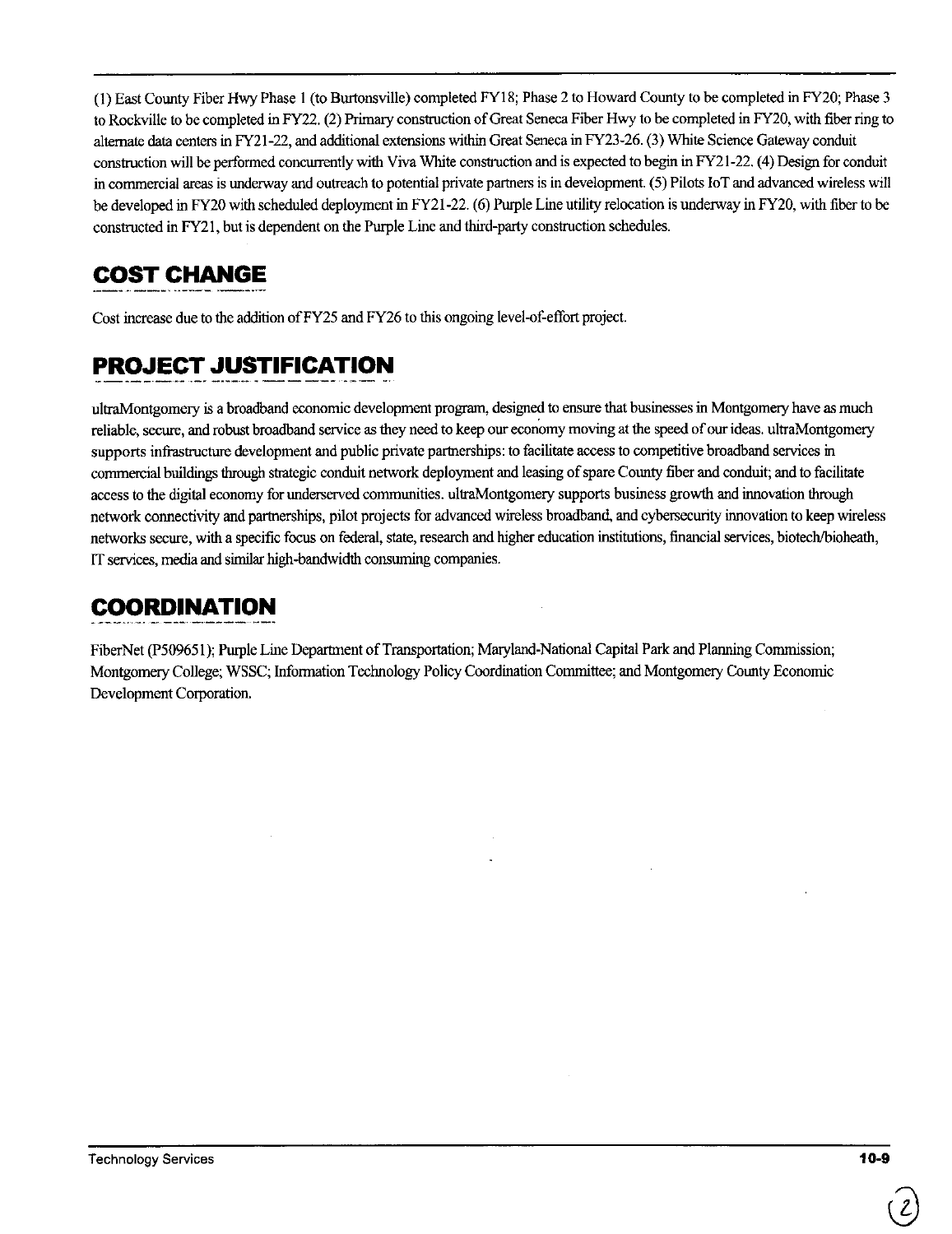(1) East County Fiber Hwy Phase 1 (to Burtonsville) completed FY18; Phase 2 to Howard County to be completed in FY20; Phase 3 to Rockville to be completed in FY22. (2) Primary construction of Great Seneca Fiber Hwy to be completed in FY20, with fiber ring to alternate data centers in FY21-22, and additional extensions within Great Seneca in FY23-26. (3) White Science Gateway conduit construction will be performed concurrently with Viva White construction and is expected to begin in FY21-22. (4) Design for conduit in commercial areas is underway and outreach to potential private partners is in development. (5) Pilots IoT and advanced wireless will be developed in FY20 with scheduled deployment in FY21-22. (6) Purple Line utility relocation is underway in FY20, with fiber to be constructed in FY21, but is dependent on the Purple Line and third-party construction schedules.

## COST CHANGE

Cost increase due to the addition of FY25 and FY26 to this ongoing level-of-effort project.

## PROJECT JUSTIFICATION

ultraMontgomery is a broadband economic development program, designed to ensure that businesses in Montgomery have as much reliable, secure, and robust broadband service as they need to keep our economy moving at the speed of our ideas. ultraMontgomery supports infrastructure development and public private partnerships: to facilitate access to competitive broadband services in commercial buildings through strategic conduit network deployment and leasing of spare County fiber and conduit; and to facilitate access to the digital economy for underserved communities. ultraMontgomery supports business growth and innovation through network connectivity and partnerships, pilot projects for advanced wireless broadband, and cybersecurity innovation to keep wireless networks secure, with a specific focus on federal, state, research and higher education institutions, financial services, biotech/bioheath, IT services, media and similar high-bandwidth consuming companies.

## COORDINATION

FiberNet (P509651); Purple Line Department of Transportation; Maryland-National Capital Park and Planning Commission; Montgomery College; WSSC; Information Technology Policy Coordination Committee; and Montgomery County Economic Development Corporation.